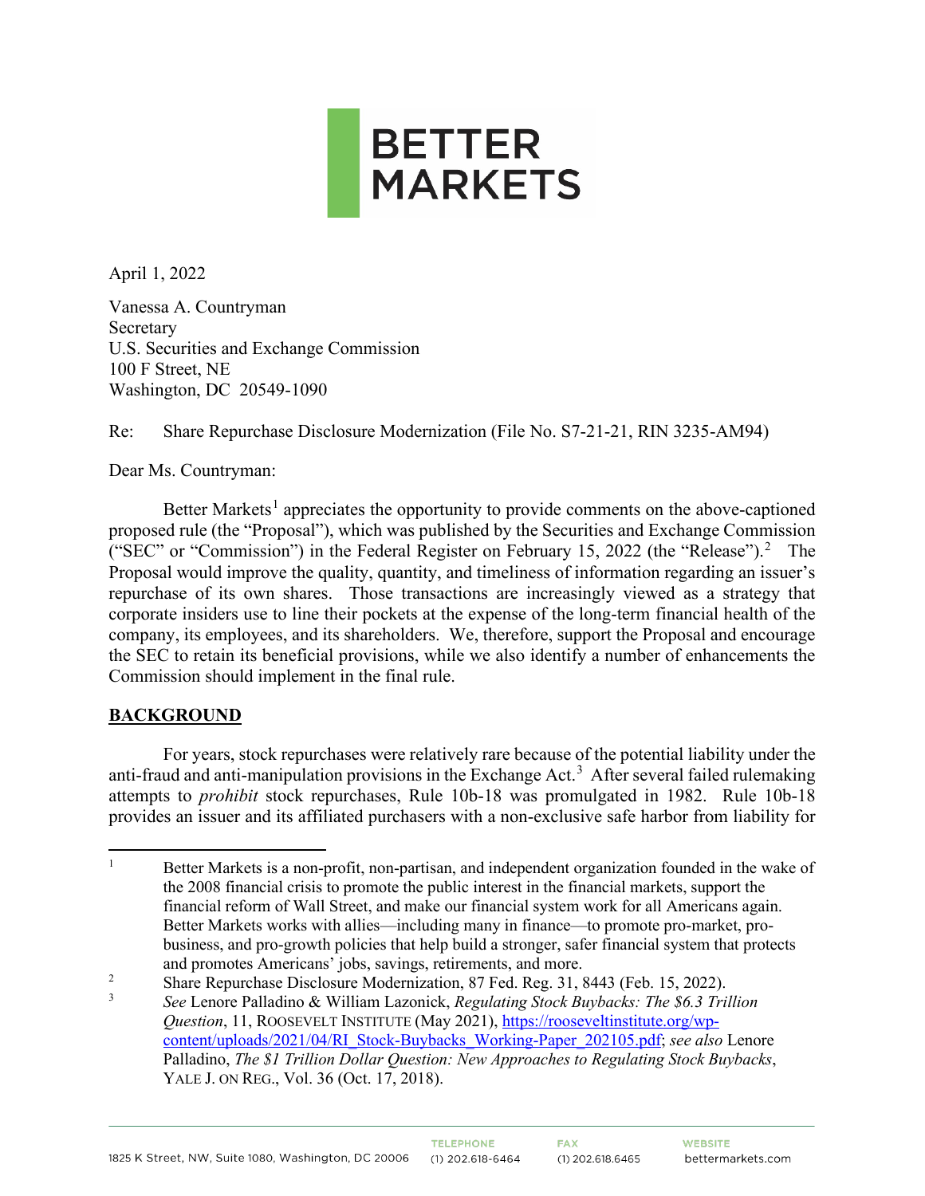# BETTER MARKETS

April 1, 2022

Vanessa A. Countryman
Secretary
U.S. Securities and Exchange Commission
100 F Street, NE
Washington, DC 20549-1090

Re: Share Repurchase Disclosure Modernization (File No. S7-21-21, RIN 3235-AM94)

Dear Ms. Countryman:

Better Markets[1] appreciates the opportunity to provide comments on the above-captioned proposed rule (the "Proposal"), which was published by the Securities and Exchange Commission ("SEC" or "Commission") in the Federal Register on February 15, 2022 (the "Release").[2] The Proposal would improve the quality, quantity, and timeliness of information regarding an issuer's repurchase of its own shares. Those transactions are increasingly viewed as a strategy that corporate insiders use to line their pockets at the expense of the long-term financial health of the company, its employees, and its shareholders. We, therefore, support the Proposal and encourage the SEC to retain its beneficial provisions, while we also identify a number of enhancements the Commission should implement in the final rule.

## BACKGROUND

For years, stock repurchases were relatively rare because of the potential liability under the anti-fraud and anti-manipulation provisions in the Exchange Act.[3] After several failed rulemaking attempts to *prohibit* stock repurchases, Rule 10b-18 was promulgated in 1982. Rule 10b-18 provides an issuer and its affiliated purchasers with a non-exclusive safe harbor from liability for

---

[1] Better Markets is a non-profit, non-partisan, and independent organization founded in the wake of the 2008 financial crisis to promote the public interest in the financial markets, support the financial reform of Wall Street, and make our financial system work for all Americans again. Better Markets works with allies—including many in finance—to promote pro-market, pro-business, and pro-growth policies that help build a stronger, safer financial system that protects and promotes Americans' jobs, savings, retirements, and more.

[2] Share Repurchase Disclosure Modernization, 87 Fed. Reg. 31, 8443 (Feb. 15, 2022).

[3] *See* Lenore Palladino & William Lazonick, *Regulating Stock Buybacks: The $6.3 Trillion Question*, 11, ROOSEVELT INSTITUTE (May 2021), https://rooseveltinstitute.org/wp-content/uploads/2021/04/RI_Stock-Buybacks_Working-Paper_202105.pdf; *see also* Lenore Palladino, *The $1 Trillion Dollar Question: New Approaches to Regulating Stock Buybacks*, YALE J. ON REG., Vol. 36 (Oct. 17, 2018).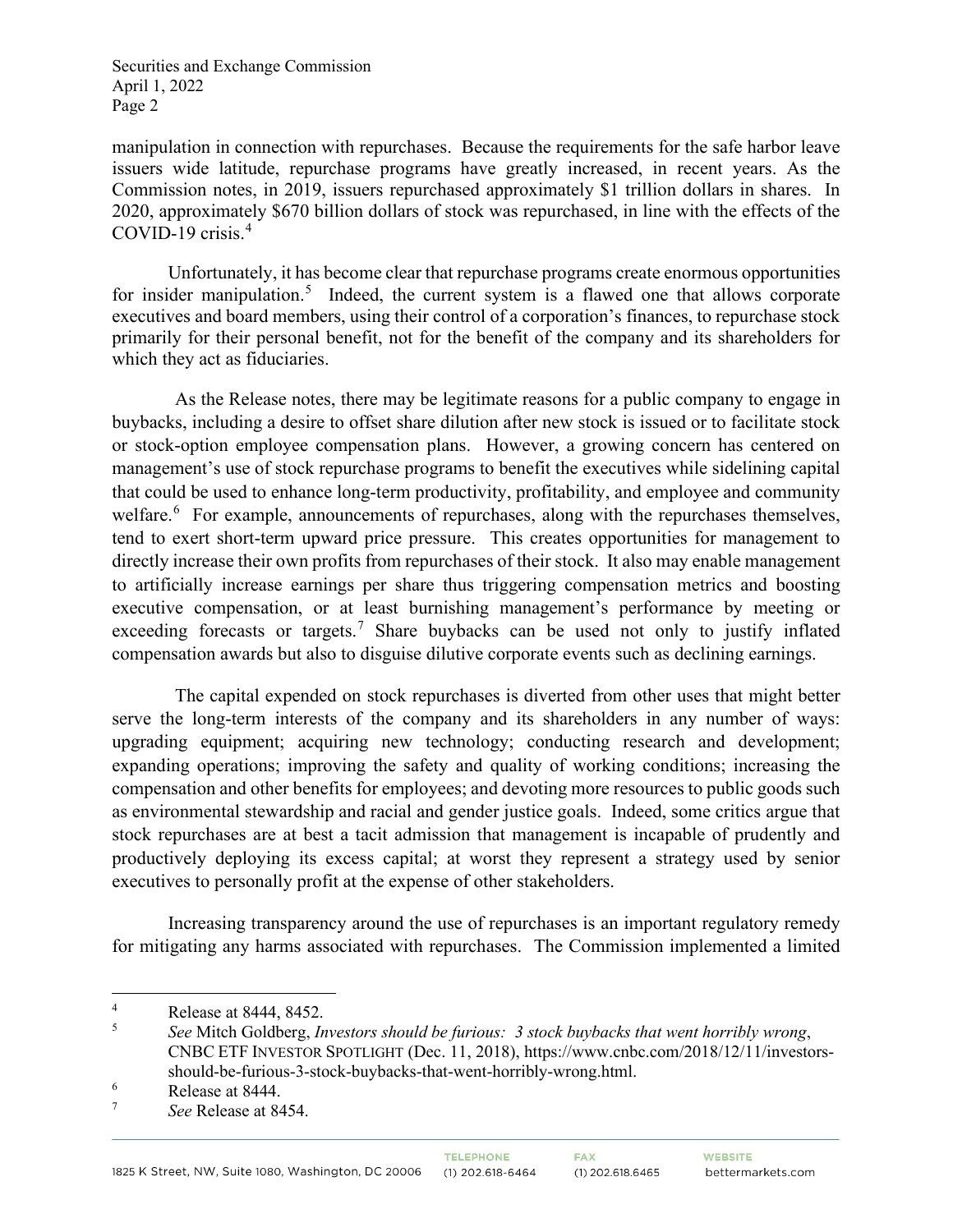manipulation in connection with repurchases. Because the requirements for the safe harbor leave issuers wide latitude, repurchase programs have greatly increased, in recent years. As the Commission notes, in 2019, issuers repurchased approximately $1 trillion dollars in shares. In 2020, approximately $670 billion dollars of stock was repurchased, in line with the effects of the COVID-19 crisis.[4]

Unfortunately, it has become clear that repurchase programs create enormous opportunities for insider manipulation.[5] Indeed, the current system is a flawed one that allows corporate executives and board members, using their control of a corporation's finances, to repurchase stock primarily for their personal benefit, not for the benefit of the company and its shareholders for which they act as fiduciaries.

As the Release notes, there may be legitimate reasons for a public company to engage in buybacks, including a desire to offset share dilution after new stock is issued or to facilitate stock or stock-option employee compensation plans. However, a growing concern has centered on management's use of stock repurchase programs to benefit the executives while sidelining capital that could be used to enhance long-term productivity, profitability, and employee and community welfare.[6] For example, announcements of repurchases, along with the repurchases themselves, tend to exert short-term upward price pressure. This creates opportunities for management to directly increase their own profits from repurchases of their stock. It also may enable management to artificially increase earnings per share thus triggering compensation metrics and boosting executive compensation, or at least burnishing management's performance by meeting or exceeding forecasts or targets.[7] Share buybacks can be used not only to justify inflated compensation awards but also to disguise dilutive corporate events such as declining earnings.

The capital expended on stock repurchases is diverted from other uses that might better serve the long-term interests of the company and its shareholders in any number of ways: upgrading equipment; acquiring new technology; conducting research and development; expanding operations; improving the safety and quality of working conditions; increasing the compensation and other benefits for employees; and devoting more resources to public goods such as environmental stewardship and racial and gender justice goals. Indeed, some critics argue that stock repurchases are at best a tacit admission that management is incapable of prudently and productively deploying its excess capital; at worst they represent a strategy used by senior executives to personally profit at the expense of other stakeholders.

Increasing transparency around the use of repurchases is an important regulatory remedy for mitigating any harms associated with repurchases. The Commission implemented a limited

---

[4] Release at 8444, 8452.

[5] *See* Mitch Goldberg, *Investors should be furious: 3 stock buybacks that went horribly wrong*, CNBC ETF INVESTOR SPOTLIGHT (Dec. 11, 2018), https://www.cnbc.com/2018/12/11/investors-should-be-furious-3-stock-buybacks-that-went-horribly-wrong.html.

[6] Release at 8444.

[7] *See* Release at 8454.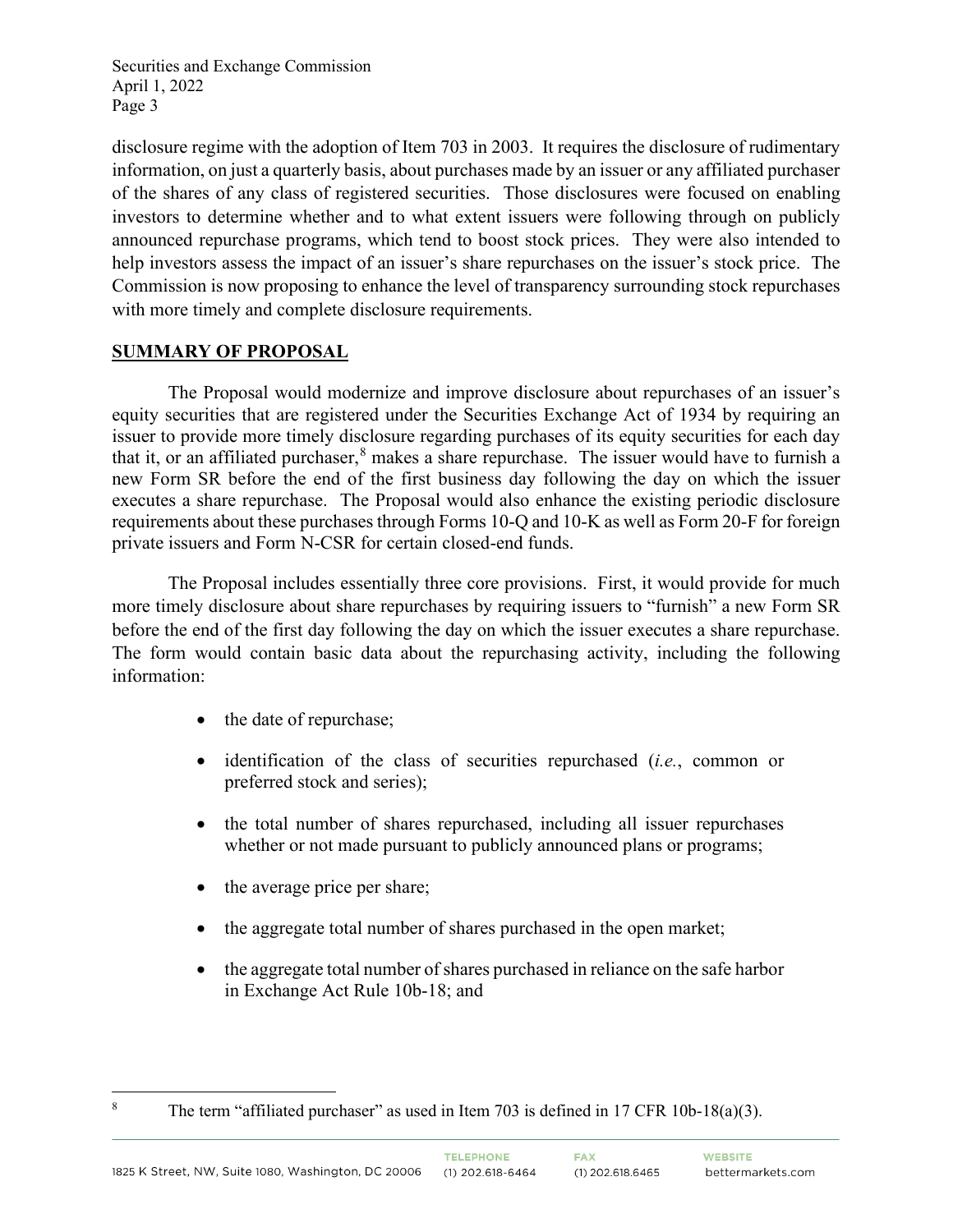disclosure regime with the adoption of Item 703 in 2003. It requires the disclosure of rudimentary information, on just a quarterly basis, about purchases made by an issuer or any affiliated purchaser of the shares of any class of registered securities. Those disclosures were focused on enabling investors to determine whether and to what extent issuers were following through on publicly announced repurchase programs, which tend to boost stock prices. They were also intended to help investors assess the impact of an issuer's share repurchases on the issuer's stock price. The Commission is now proposing to enhance the level of transparency surrounding stock repurchases with more timely and complete disclosure requirements.

## SUMMARY OF PROPOSAL

The Proposal would modernize and improve disclosure about repurchases of an issuer's equity securities that are registered under the Securities Exchange Act of 1934 by requiring an issuer to provide more timely disclosure regarding purchases of its equity securities for each day that it, or an affiliated purchaser,[8] makes a share repurchase. The issuer would have to furnish a new Form SR before the end of the first business day following the day on which the issuer executes a share repurchase. The Proposal would also enhance the existing periodic disclosure requirements about these purchases through Forms 10-Q and 10-K as well as Form 20-F for foreign private issuers and Form N-CSR for certain closed-end funds.

The Proposal includes essentially three core provisions. First, it would provide for much more timely disclosure about share repurchases by requiring issuers to "furnish" a new Form SR before the end of the first day following the day on which the issuer executes a share repurchase. The form would contain basic data about the repurchasing activity, including the following information:

- the date of repurchase;
- identification of the class of securities repurchased (*i.e.*, common or preferred stock and series);
- the total number of shares repurchased, including all issuer repurchases whether or not made pursuant to publicly announced plans or programs;
- the average price per share;
- the aggregate total number of shares purchased in the open market;
- the aggregate total number of shares purchased in reliance on the safe harbor in Exchange Act Rule 10b-18; and

---

[8] The term "affiliated purchaser" as used in Item 703 is defined in 17 CFR 10b-18(a)(3).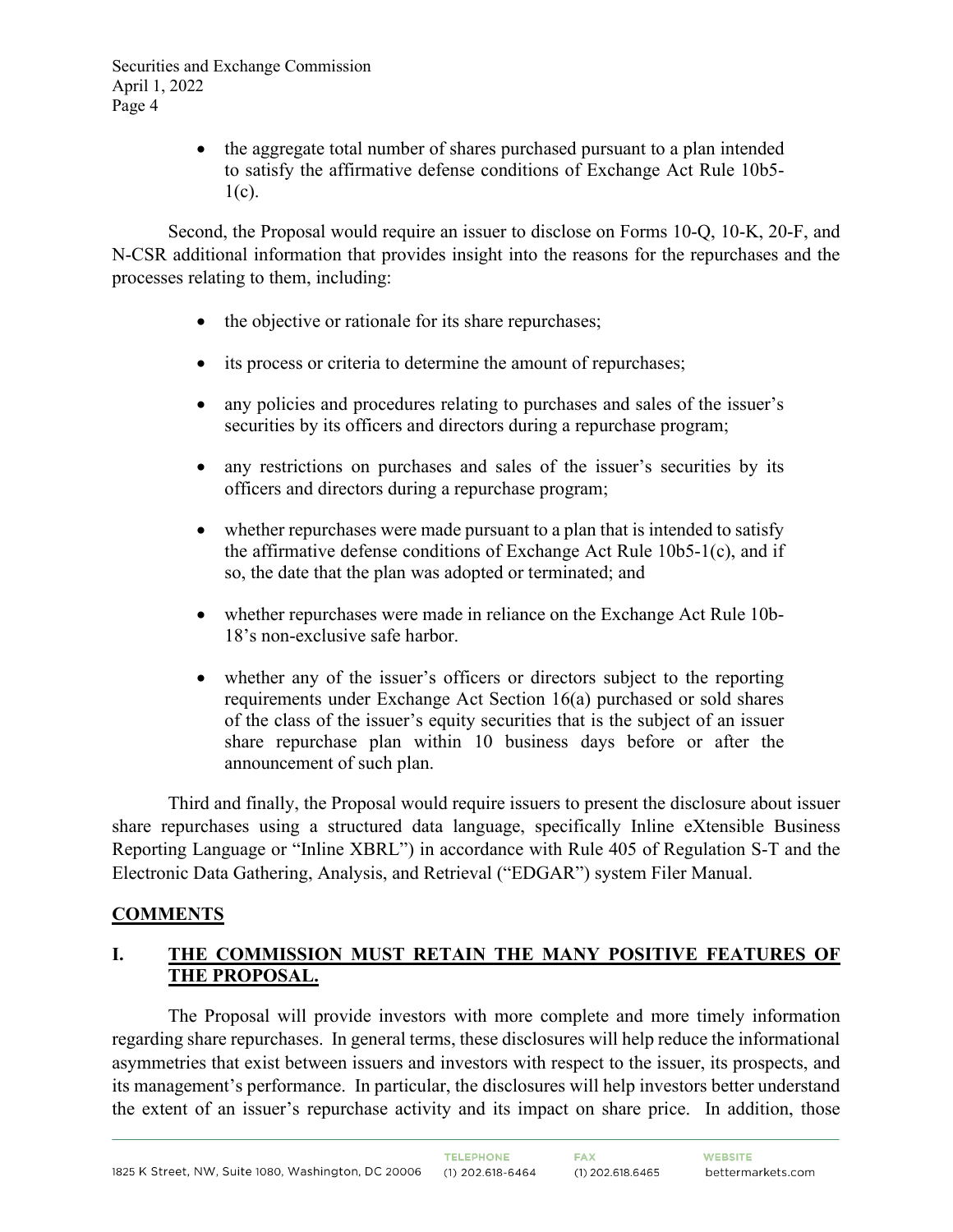- the aggregate total number of shares purchased pursuant to a plan intended to satisfy the affirmative defense conditions of Exchange Act Rule 10b5-1(c).

Second, the Proposal would require an issuer to disclose on Forms 10-Q, 10-K, 20-F, and N-CSR additional information that provides insight into the reasons for the repurchases and the processes relating to them, including:

- the objective or rationale for its share repurchases;
- its process or criteria to determine the amount of repurchases;
- any policies and procedures relating to purchases and sales of the issuer's securities by its officers and directors during a repurchase program;
- any restrictions on purchases and sales of the issuer's securities by its officers and directors during a repurchase program;
- whether repurchases were made pursuant to a plan that is intended to satisfy the affirmative defense conditions of Exchange Act Rule 10b5-1(c), and if so, the date that the plan was adopted or terminated; and
- whether repurchases were made in reliance on the Exchange Act Rule 10b-18's non-exclusive safe harbor.
- whether any of the issuer's officers or directors subject to the reporting requirements under Exchange Act Section 16(a) purchased or sold shares of the class of the issuer's equity securities that is the subject of an issuer share repurchase plan within 10 business days before or after the announcement of such plan.

Third and finally, the Proposal would require issuers to present the disclosure about issuer share repurchases using a structured data language, specifically Inline eXtensible Business Reporting Language or "Inline XBRL") in accordance with Rule 405 of Regulation S-T and the Electronic Data Gathering, Analysis, and Retrieval ("EDGAR") system Filer Manual.

## COMMENTS

### I. THE COMMISSION MUST RETAIN THE MANY POSITIVE FEATURES OF THE PROPOSAL.

The Proposal will provide investors with more complete and more timely information regarding share repurchases. In general terms, these disclosures will help reduce the informational asymmetries that exist between issuers and investors with respect to the issuer, its prospects, and its management's performance. In particular, the disclosures will help investors better understand the extent of an issuer's repurchase activity and its impact on share price. In addition, those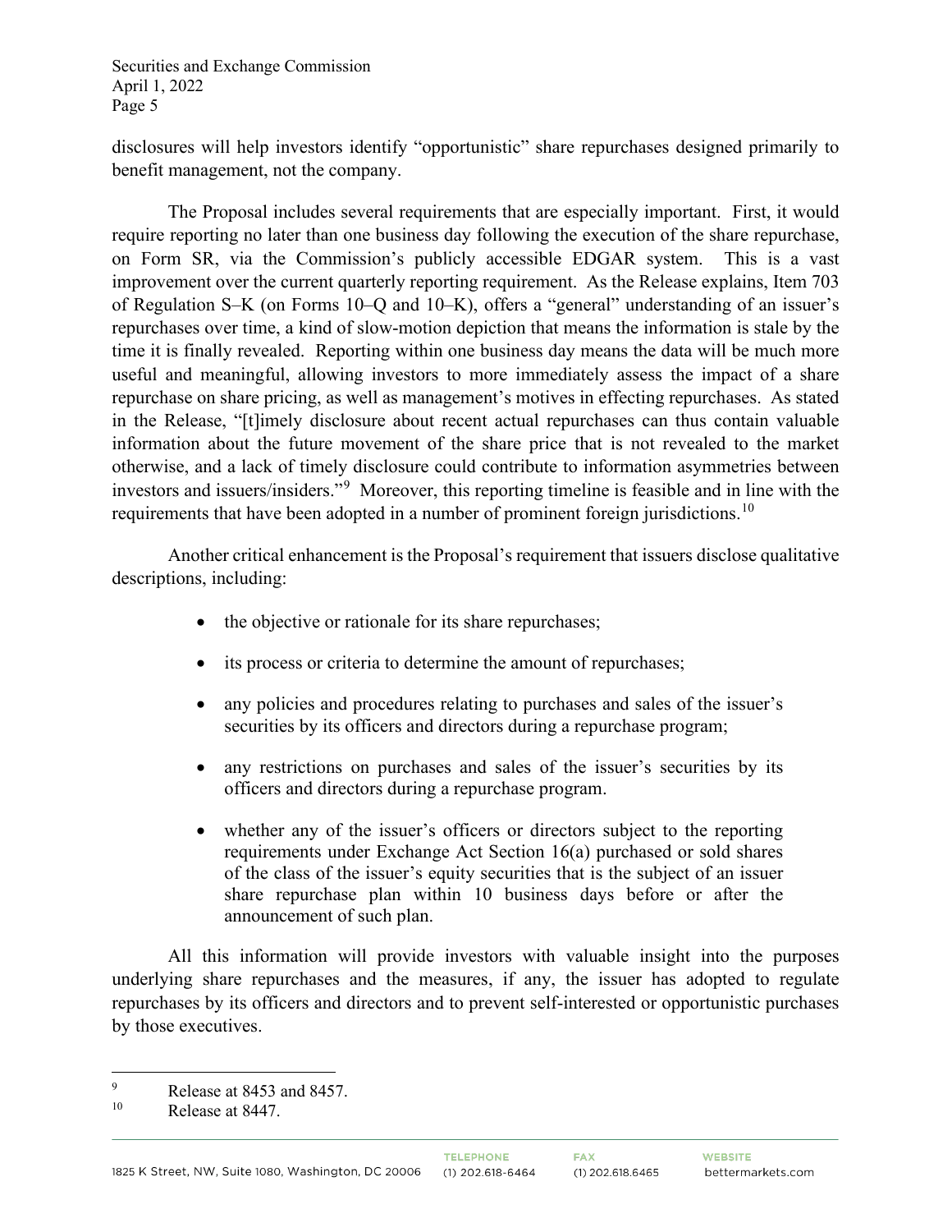disclosures will help investors identify "opportunistic" share repurchases designed primarily to benefit management, not the company.

The Proposal includes several requirements that are especially important. First, it would require reporting no later than one business day following the execution of the share repurchase, on Form SR, via the Commission's publicly accessible EDGAR system. This is a vast improvement over the current quarterly reporting requirement. As the Release explains, Item 703 of Regulation S–K (on Forms 10–Q and 10–K), offers a "general" understanding of an issuer's repurchases over time, a kind of slow-motion depiction that means the information is stale by the time it is finally revealed. Reporting within one business day means the data will be much more useful and meaningful, allowing investors to more immediately assess the impact of a share repurchase on share pricing, as well as management's motives in effecting repurchases. As stated in the Release, "[t]imely disclosure about recent actual repurchases can thus contain valuable information about the future movement of the share price that is not revealed to the market otherwise, and a lack of timely disclosure could contribute to information asymmetries between investors and issuers/insiders."[9] Moreover, this reporting timeline is feasible and in line with the requirements that have been adopted in a number of prominent foreign jurisdictions.[10]

Another critical enhancement is the Proposal's requirement that issuers disclose qualitative descriptions, including:

- the objective or rationale for its share repurchases;
- its process or criteria to determine the amount of repurchases;
- any policies and procedures relating to purchases and sales of the issuer's securities by its officers and directors during a repurchase program;
- any restrictions on purchases and sales of the issuer's securities by its officers and directors during a repurchase program.
- whether any of the issuer's officers or directors subject to the reporting requirements under Exchange Act Section 16(a) purchased or sold shares of the class of the issuer's equity securities that is the subject of an issuer share repurchase plan within 10 business days before or after the announcement of such plan.

All this information will provide investors with valuable insight into the purposes underlying share repurchases and the measures, if any, the issuer has adopted to regulate repurchases by its officers and directors and to prevent self-interested or opportunistic purchases by those executives.

---

[9] Release at 8453 and 8457.

[10] Release at 8447.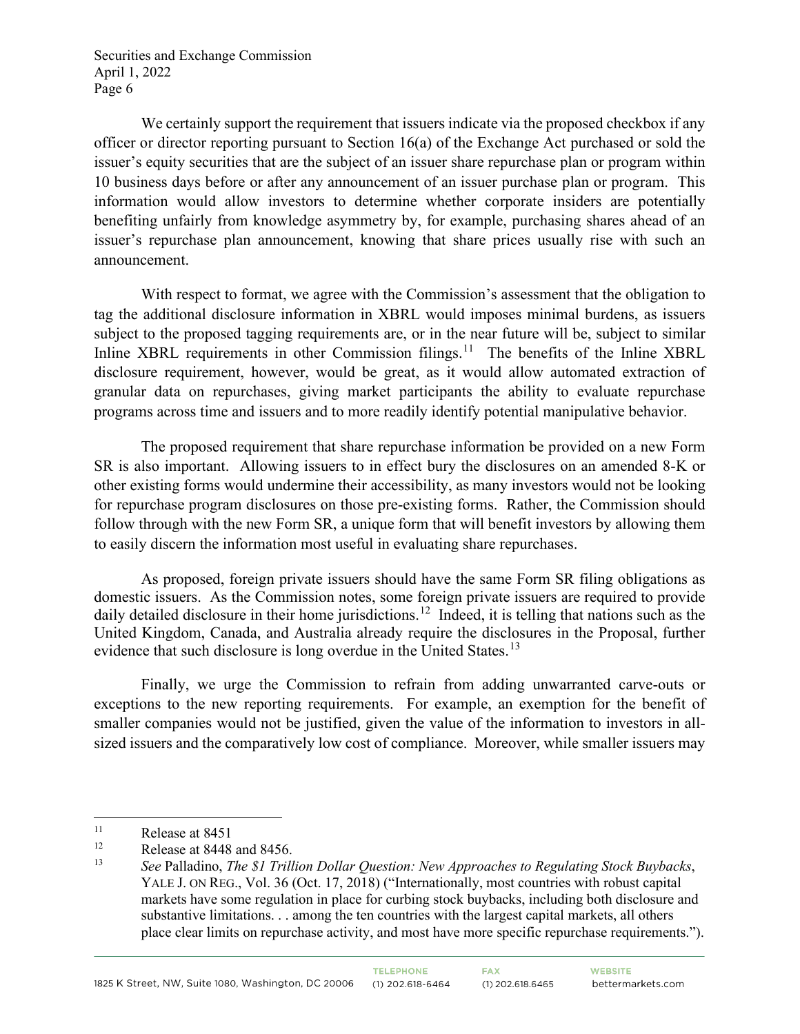We certainly support the requirement that issuers indicate via the proposed checkbox if any officer or director reporting pursuant to Section 16(a) of the Exchange Act purchased or sold the issuer's equity securities that are the subject of an issuer share repurchase plan or program within 10 business days before or after any announcement of an issuer purchase plan or program. This information would allow investors to determine whether corporate insiders are potentially benefiting unfairly from knowledge asymmetry by, for example, purchasing shares ahead of an issuer's repurchase plan announcement, knowing that share prices usually rise with such an announcement.

With respect to format, we agree with the Commission's assessment that the obligation to tag the additional disclosure information in XBRL would imposes minimal burdens, as issuers subject to the proposed tagging requirements are, or in the near future will be, subject to similar Inline XBRL requirements in other Commission filings.[11] The benefits of the Inline XBRL disclosure requirement, however, would be great, as it would allow automated extraction of granular data on repurchases, giving market participants the ability to evaluate repurchase programs across time and issuers and to more readily identify potential manipulative behavior.

The proposed requirement that share repurchase information be provided on a new Form SR is also important. Allowing issuers to in effect bury the disclosures on an amended 8-K or other existing forms would undermine their accessibility, as many investors would not be looking for repurchase program disclosures on those pre-existing forms. Rather, the Commission should follow through with the new Form SR, a unique form that will benefit investors by allowing them to easily discern the information most useful in evaluating share repurchases.

As proposed, foreign private issuers should have the same Form SR filing obligations as domestic issuers. As the Commission notes, some foreign private issuers are required to provide daily detailed disclosure in their home jurisdictions.[12] Indeed, it is telling that nations such as the United Kingdom, Canada, and Australia already require the disclosures in the Proposal, further evidence that such disclosure is long overdue in the United States.[13]

Finally, we urge the Commission to refrain from adding unwarranted carve-outs or exceptions to the new reporting requirements. For example, an exemption for the benefit of smaller companies would not be justified, given the value of the information to investors in all-sized issuers and the comparatively low cost of compliance. Moreover, while smaller issuers may

---

[11] Release at 8451

[12] Release at 8448 and 8456.

[13] *See* Palladino, *The $1 Trillion Dollar Question: New Approaches to Regulating Stock Buybacks*, YALE J. ON REG., Vol. 36 (Oct. 17, 2018) ("Internationally, most countries with robust capital markets have some regulation in place for curbing stock buybacks, including both disclosure and substantive limitations. . . among the ten countries with the largest capital markets, all others place clear limits on repurchase activity, and most have more specific repurchase requirements.").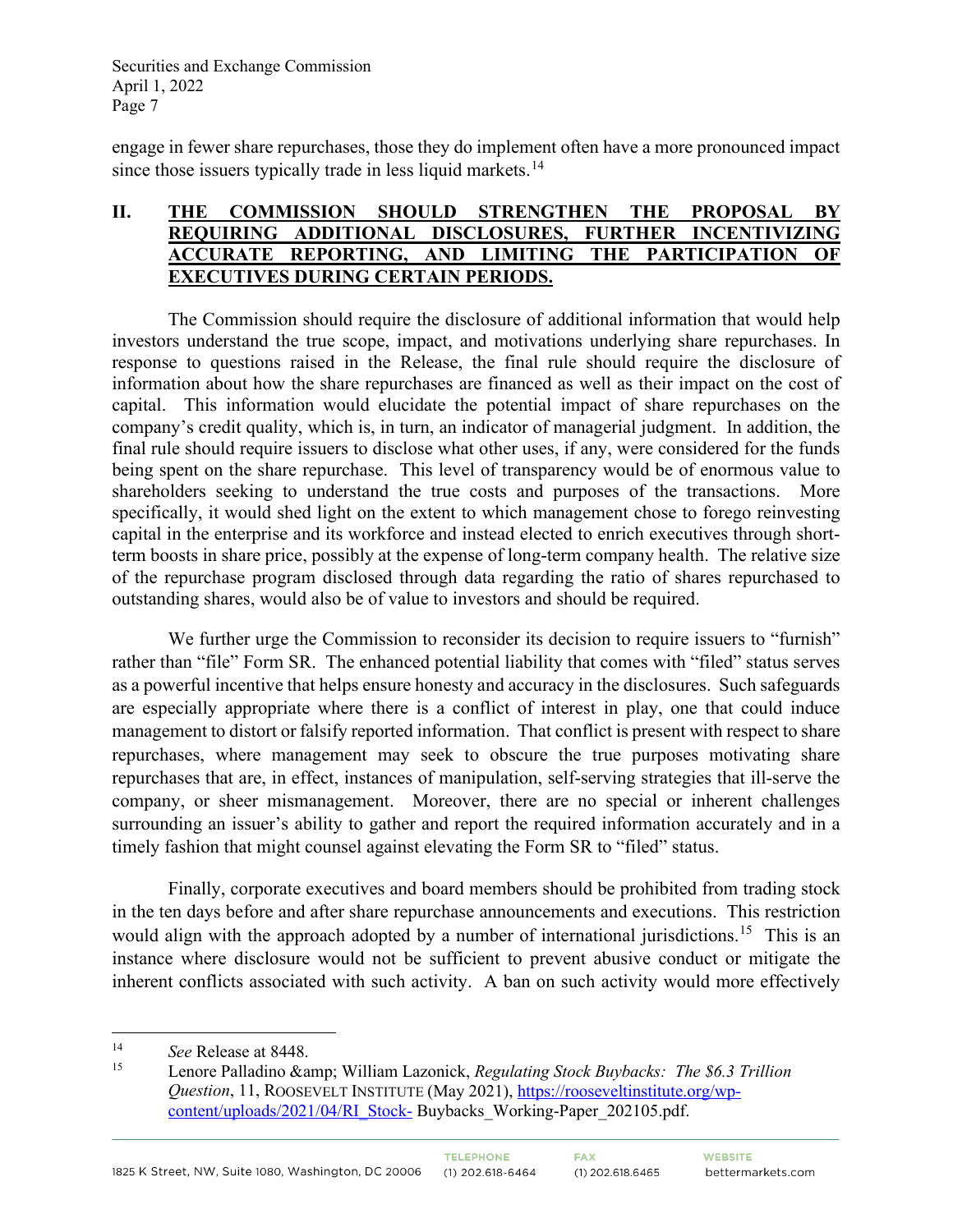engage in fewer share repurchases, those they do implement often have a more pronounced impact since those issuers typically trade in less liquid markets.[14]

## II. THE COMMISSION SHOULD STRENGTHEN THE PROPOSAL BY REQUIRING ADDITIONAL DISCLOSURES, FURTHER INCENTIVIZING ACCURATE REPORTING, AND LIMITING THE PARTICIPATION OF EXECUTIVES DURING CERTAIN PERIODS.

The Commission should require the disclosure of additional information that would help investors understand the true scope, impact, and motivations underlying share repurchases. In response to questions raised in the Release, the final rule should require the disclosure of information about how the share repurchases are financed as well as their impact on the cost of capital. This information would elucidate the potential impact of share repurchases on the company's credit quality, which is, in turn, an indicator of managerial judgment. In addition, the final rule should require issuers to disclose what other uses, if any, were considered for the funds being spent on the share repurchase. This level of transparency would be of enormous value to shareholders seeking to understand the true costs and purposes of the transactions. More specifically, it would shed light on the extent to which management chose to forego reinvesting capital in the enterprise and its workforce and instead elected to enrich executives through short-term boosts in share price, possibly at the expense of long-term company health. The relative size of the repurchase program disclosed through data regarding the ratio of shares repurchased to outstanding shares, would also be of value to investors and should be required.

We further urge the Commission to reconsider its decision to require issuers to "furnish" rather than "file" Form SR. The enhanced potential liability that comes with "filed" status serves as a powerful incentive that helps ensure honesty and accuracy in the disclosures. Such safeguards are especially appropriate where there is a conflict of interest in play, one that could induce management to distort or falsify reported information. That conflict is present with respect to share repurchases, where management may seek to obscure the true purposes motivating share repurchases that are, in effect, instances of manipulation, self-serving strategies that ill-serve the company, or sheer mismanagement. Moreover, there are no special or inherent challenges surrounding an issuer's ability to gather and report the required information accurately and in a timely fashion that might counsel against elevating the Form SR to "filed" status.

Finally, corporate executives and board members should be prohibited from trading stock in the ten days before and after share repurchase announcements and executions. This restriction would align with the approach adopted by a number of international jurisdictions.[15] This is an instance where disclosure would not be sufficient to prevent abusive conduct or mitigate the inherent conflicts associated with such activity. A ban on such activity would more effectively

---

[14] *See* Release at 8448.

[15] Lenore Palladino &amp; William Lazonick, *Regulating Stock Buybacks: The $6.3 Trillion Question*, 11, ROOSEVELT INSTITUTE (May 2021), https://rooseveltinstitute.org/wp-content/uploads/2021/04/RI_Stock- Buybacks_Working-Paper_202105.pdf.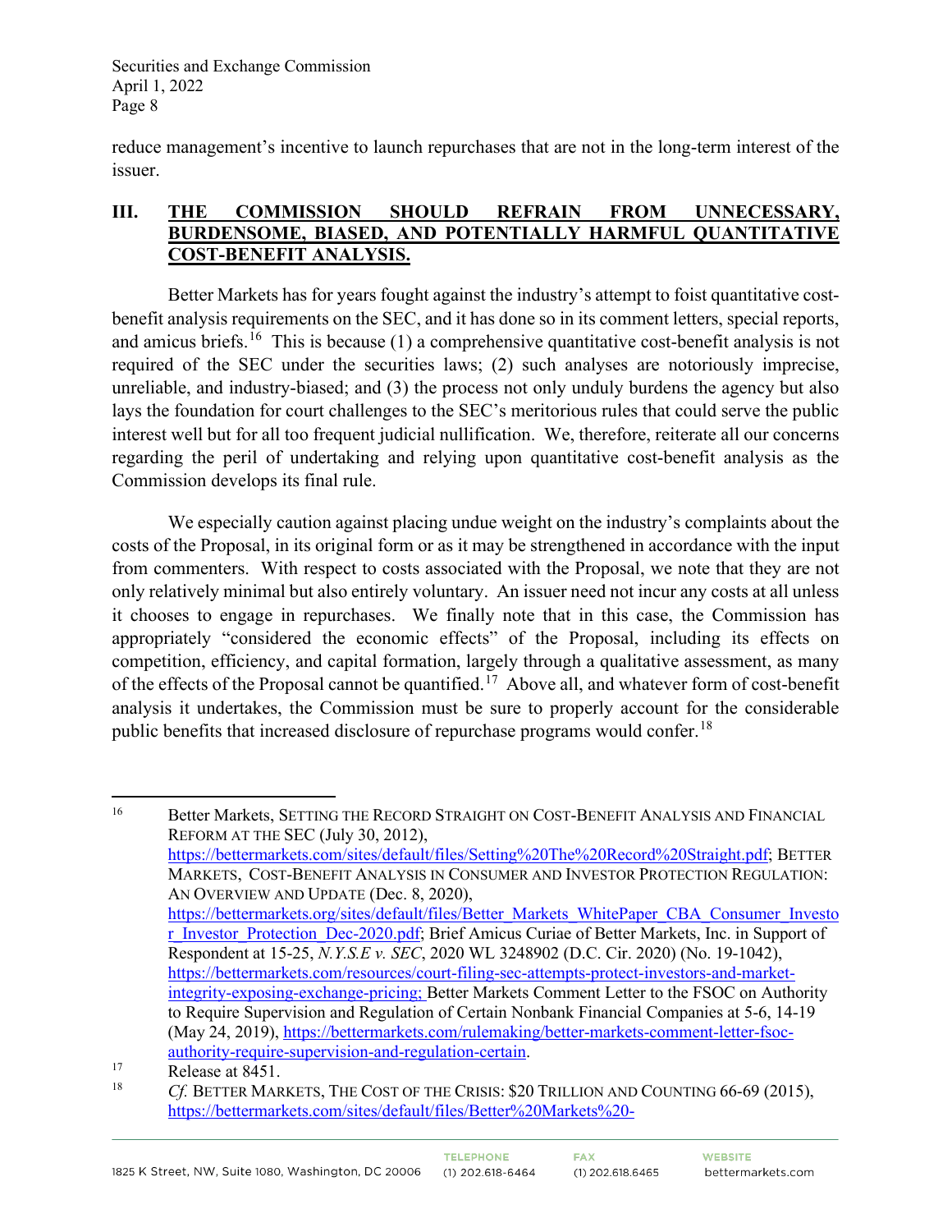reduce management's incentive to launch repurchases that are not in the long-term interest of the issuer.

## III. THE COMMISSION SHOULD REFRAIN FROM UNNECESSARY, BURDENSOME, BIASED, AND POTENTIALLY HARMFUL QUANTITATIVE COST-BENEFIT ANALYSIS.

Better Markets has for years fought against the industry's attempt to foist quantitative cost-benefit analysis requirements on the SEC, and it has done so in its comment letters, special reports, and amicus briefs.[16] This is because (1) a comprehensive quantitative cost-benefit analysis is not required of the SEC under the securities laws; (2) such analyses are notoriously imprecise, unreliable, and industry-biased; and (3) the process not only unduly burdens the agency but also lays the foundation for court challenges to the SEC's meritorious rules that could serve the public interest well but for all too frequent judicial nullification. We, therefore, reiterate all our concerns regarding the peril of undertaking and relying upon quantitative cost-benefit analysis as the Commission develops its final rule.

We especially caution against placing undue weight on the industry's complaints about the costs of the Proposal, in its original form or as it may be strengthened in accordance with the input from commenters. With respect to costs associated with the Proposal, we note that they are not only relatively minimal but also entirely voluntary. An issuer need not incur any costs at all unless it chooses to engage in repurchases. We finally note that in this case, the Commission has appropriately "considered the economic effects" of the Proposal, including its effects on competition, efficiency, and capital formation, largely through a qualitative assessment, as many of the effects of the Proposal cannot be quantified.[17] Above all, and whatever form of cost-benefit analysis it undertakes, the Commission must be sure to properly account for the considerable public benefits that increased disclosure of repurchase programs would confer.[18]

---

[16] Better Markets, Setting the Record Straight on Cost-Benefit Analysis and Financial Reform at the SEC (July 30, 2012), https://bettermarkets.com/sites/default/files/Setting%20The%20Record%20Straight.pdf; Better Markets, Cost-Benefit Analysis in Consumer and Investor Protection Regulation: An Overview and Update (Dec. 8, 2020), https://bettermarkets.org/sites/default/files/Better_Markets_WhitePaper_CBA_Consumer_Investor_Investor_Protection_Dec-2020.pdf; Brief Amicus Curiae of Better Markets, Inc. in Support of Respondent at 15-25, *N.Y.S.E v. SEC*, 2020 WL 3248902 (D.C. Cir. 2020) (No. 19-1042), https://bettermarkets.com/resources/court-filing-sec-attempts-protect-investors-and-market-integrity-exposing-exchange-pricing; Better Markets Comment Letter to the FSOC on Authority to Require Supervision and Regulation of Certain Nonbank Financial Companies at 5-6, 14-19 (May 24, 2019), https://bettermarkets.com/rulemaking/better-markets-comment-letter-fsoc-authority-require-supervision-and-regulation-certain.

[17] Release at 8451.

[18] *Cf.* Better Markets, The Cost of the Crisis: $20 Trillion and Counting 66-69 (2015), https://bettermarkets.com/sites/default/files/Better%20Markets%20-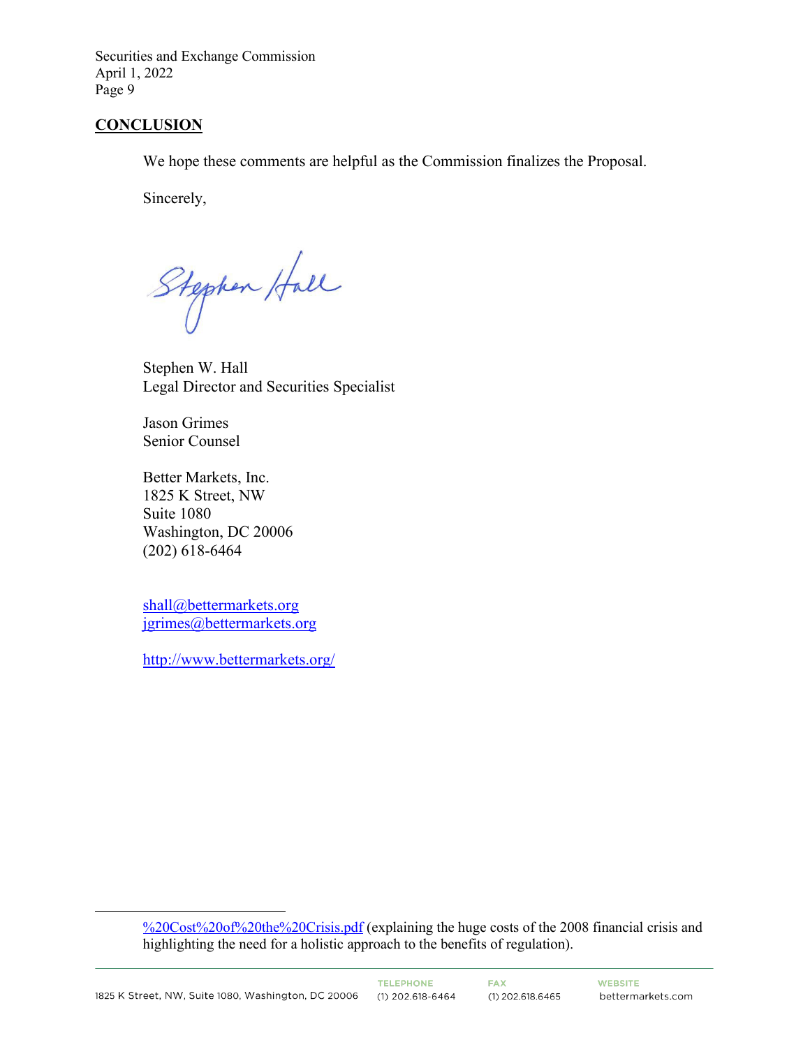## CONCLUSION

We hope these comments are helpful as the Commission finalizes the Proposal.

Sincerely,

Stephen W. Hall
Legal Director and Securities Specialist

Jason Grimes
Senior Counsel

Better Markets, Inc.
1825 K Street, NW
Suite 1080
Washington, DC 20006
(202) 618-6464

shall@bettermarkets.org
jgrimes@bettermarkets.org

http://www.bettermarkets.org/

---

%20Cost%20of%20the%20Crisis.pdf (explaining the huge costs of the 2008 financial crisis and highlighting the need for a holistic approach to the benefits of regulation).